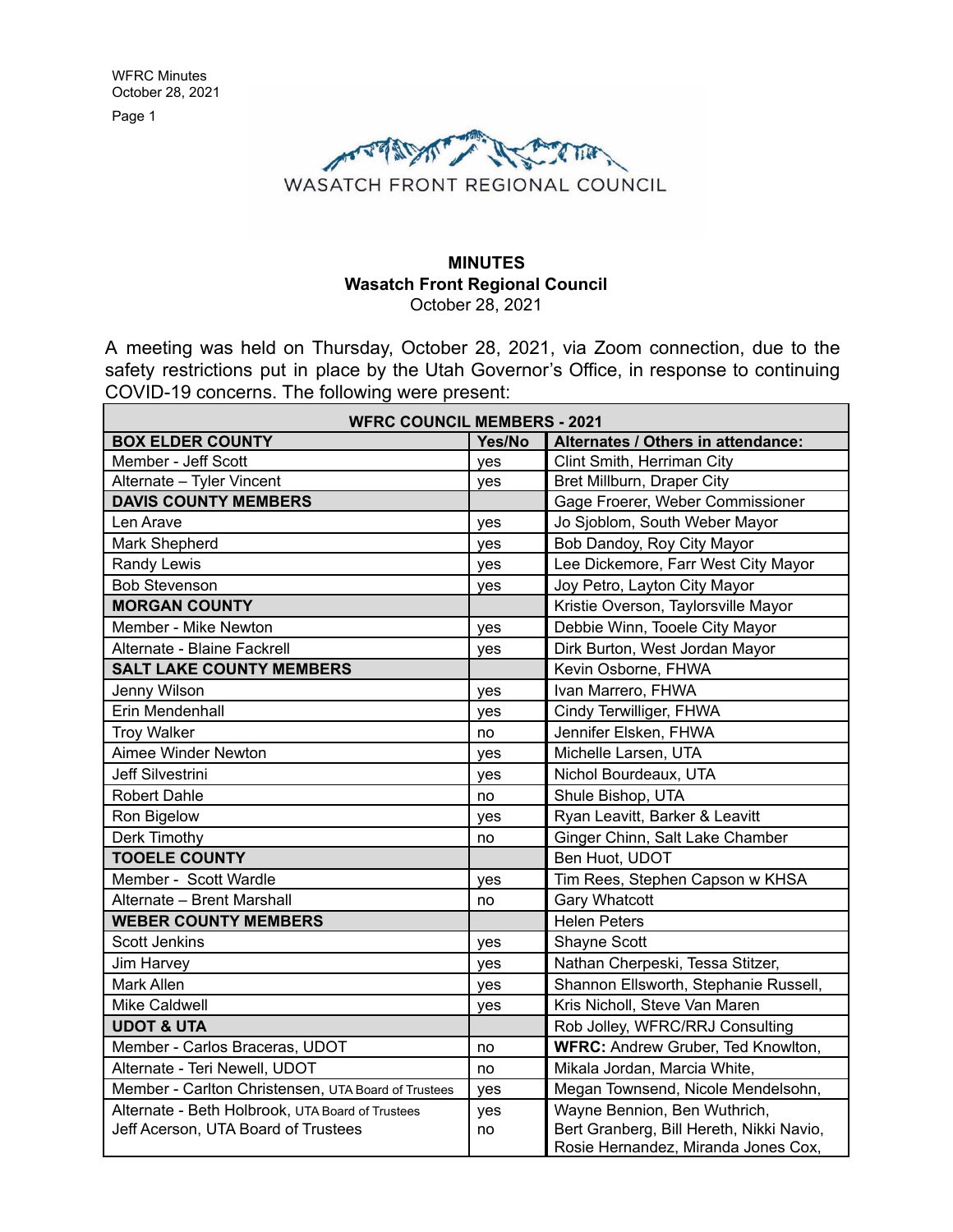WASATCH FRONT REGIONAL COUNCIL

**MINUTES**
**Wasatch Front Regional Council**
October 28, 2021

A meeting was held on Thursday, October 28, 2021, via Zoom connection, due to the safety restrictions put in place by the Utah Governor's Office, in response to continuing COVID-19 concerns. The following were present:

| WFRC COUNCIL MEMBERS - 2021 | | |
|---|---|---|
| **BOX ELDER COUNTY** | **Yes/No** | **Alternates / Others in attendance:** |
| Member - Jeff Scott | yes | Clint Smith, Herriman City |
| Alternate – Tyler Vincent | yes | Bret Millburn, Draper City |
| **DAVIS COUNTY MEMBERS** | | Gage Froerer, Weber Commissioner |
| Len Arave | yes | Jo Sjoblom, South Weber Mayor |
| Mark Shepherd | yes | Bob Dandoy, Roy City Mayor |
| Randy Lewis | yes | Lee Dickemore, Farr West City Mayor |
| Bob Stevenson | yes | Joy Petro, Layton City Mayor |
| **MORGAN COUNTY** | | Kristie Overson, Taylorsville Mayor |
| Member - Mike Newton | yes | Debbie Winn, Tooele City Mayor |
| Alternate - Blaine Fackrell | yes | Dirk Burton, West Jordan Mayor |
| **SALT LAKE COUNTY MEMBERS** | | Kevin Osborne, FHWA |
| Jenny Wilson | yes | Ivan Marrero, FHWA |
| Erin Mendenhall | yes | Cindy Terwilliger, FHWA |
| Troy Walker | no | Jennifer Elsken, FHWA |
| Aimee Winder Newton | yes | Michelle Larsen, UTA |
| Jeff Silvestrini | yes | Nichol Bourdeaux, UTA |
| Robert Dahle | no | Shule Bishop, UTA |
| Ron Bigelow | yes | Ryan Leavitt, Barker & Leavitt |
| Derk Timothy | no | Ginger Chinn, Salt Lake Chamber |
| **TOOELE COUNTY** | | Ben Huot, UDOT |
| Member - Scott Wardle | yes | Tim Rees, Stephen Capson w KHSA |
| Alternate – Brent Marshall | no | Gary Whatcott |
| **WEBER COUNTY MEMBERS** | | Helen Peters |
| Scott Jenkins | yes | Shayne Scott |
| Jim Harvey | yes | Nathan Cherpeski, Tessa Stitzer, |
| Mark Allen | yes | Shannon Ellsworth, Stephanie Russell, |
| Mike Caldwell | yes | Kris Nicholl, Steve Van Maren |
| **UDOT & UTA** | | Rob Jolley, WFRC/RRJ Consulting |
| Member - Carlos Braceras, UDOT | no | **WFRC:** Andrew Gruber, Ted Knowlton, |
| Alternate - Teri Newell, UDOT | no | Mikala Jordan, Marcia White, |
| Member - Carlton Christensen, UTA Board of Trustees | yes | Megan Townsend, Nicole Mendelsohn, |
| Alternate - Beth Holbrook, UTA Board of Trustees<br>Jeff Acerson, UTA Board of Trustees | yes<br>no | Wayne Bennion, Ben Wuthrich,<br>Bert Granberg, Bill Hereth, Nikki Navio,<br>Rosie Hernandez, Miranda Jones Cox, |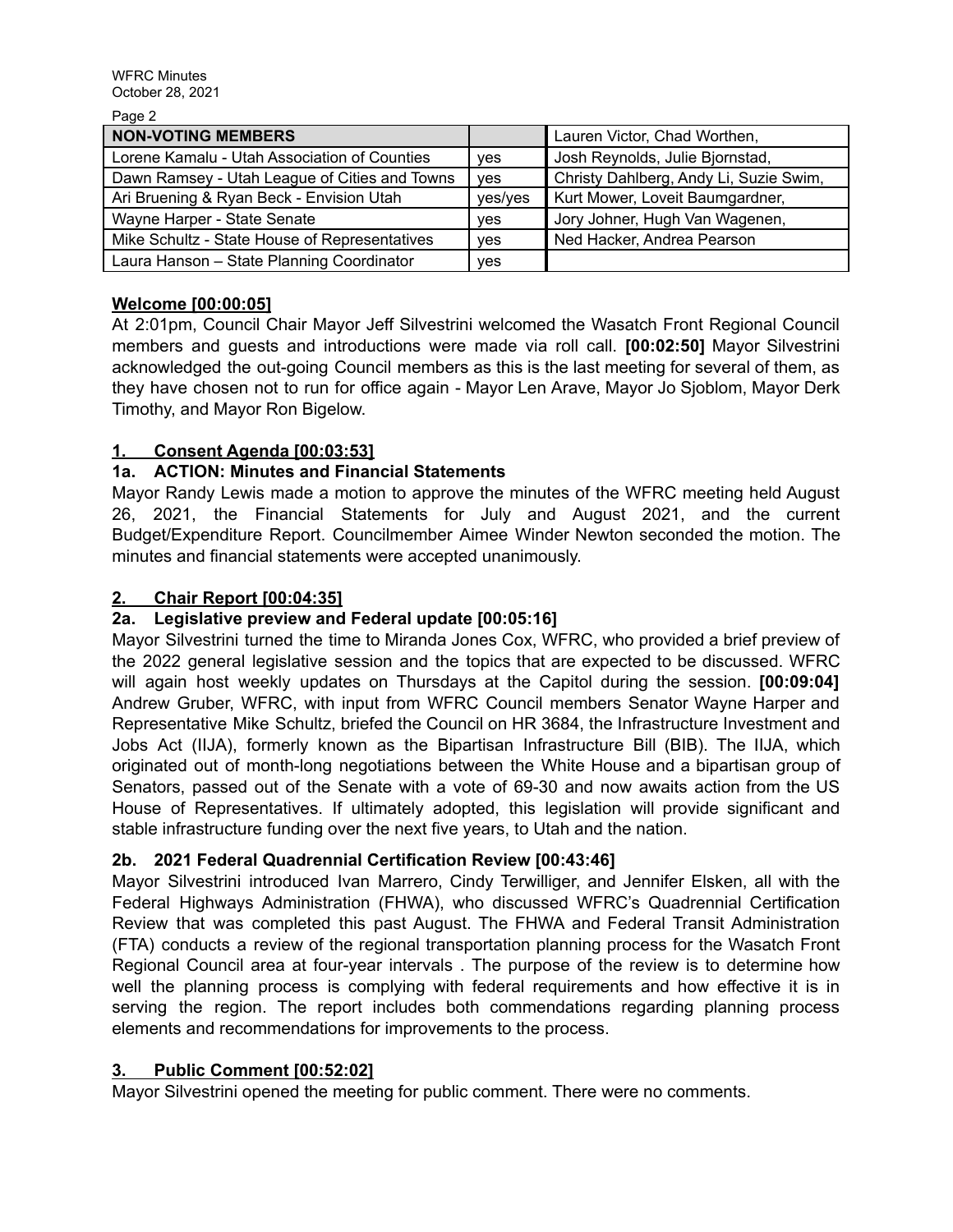| NON-VOTING MEMBERS | | Lauren Victor, Chad Worthen, |
| --- | --- | --- |
| Lorene Kamalu - Utah Association of Counties | yes | Josh Reynolds, Julie Bjornstad, |
| Dawn Ramsey - Utah League of Cities and Towns | yes | Christy Dahlberg, Andy Li, Suzie Swim, |
| Ari Bruening & Ryan Beck - Envision Utah | yes/yes | Kurt Mower, Loveit Baumgardner, |
| Wayne Harper - State Senate | yes | Jory Johner, Hugh Van Wagenen, |
| Mike Schultz - State House of Representatives | yes | Ned Hacker, Andrea Pearson |
| Laura Hanson – State Planning Coordinator | yes | |

**Welcome [00:00:05]**

At 2:01pm, Council Chair Mayor Jeff Silvestrini welcomed the Wasatch Front Regional Council members and guests and introductions were made via roll call. **[00:02:50]** Mayor Silvestrini acknowledged the out-going Council members as this is the last meeting for several of them, as they have chosen not to run for office again - Mayor Len Arave, Mayor Jo Sjoblom, Mayor Derk Timothy, and Mayor Ron Bigelow.

## 1. Consent Agenda [00:03:53]

### 1a. ACTION: Minutes and Financial Statements

Mayor Randy Lewis made a motion to approve the minutes of the WFRC meeting held August 26, 2021, the Financial Statements for July and August 2021, and the current Budget/Expenditure Report. Councilmember Aimee Winder Newton seconded the motion. The minutes and financial statements were accepted unanimously.

## 2. Chair Report [00:04:35]

### 2a. Legislative preview and Federal update [00:05:16]

Mayor Silvestrini turned the time to Miranda Jones Cox, WFRC, who provided a brief preview of the 2022 general legislative session and the topics that are expected to be discussed. WFRC will again host weekly updates on Thursdays at the Capitol during the session. **[00:09:04]** Andrew Gruber, WFRC, with input from WFRC Council members Senator Wayne Harper and Representative Mike Schultz, briefed the Council on HR 3684, the Infrastructure Investment and Jobs Act (IIJA), formerly known as the Bipartisan Infrastructure Bill (BIB). The IIJA, which originated out of month-long negotiations between the White House and a bipartisan group of Senators, passed out of the Senate with a vote of 69-30 and now awaits action from the US House of Representatives. If ultimately adopted, this legislation will provide significant and stable infrastructure funding over the next five years, to Utah and the nation.

### 2b. 2021 Federal Quadrennial Certification Review [00:43:46]

Mayor Silvestrini introduced Ivan Marrero, Cindy Terwilliger, and Jennifer Elsken, all with the Federal Highways Administration (FHWA), who discussed WFRC's Quadrennial Certification Review that was completed this past August. The FHWA and Federal Transit Administration (FTA) conducts a review of the regional transportation planning process for the Wasatch Front Regional Council area at four-year intervals . The purpose of the review is to determine how well the planning process is complying with federal requirements and how effective it is in serving the region. The report includes both commendations regarding planning process elements and recommendations for improvements to the process.

## 3. Public Comment [00:52:02]

Mayor Silvestrini opened the meeting for public comment. There were no comments.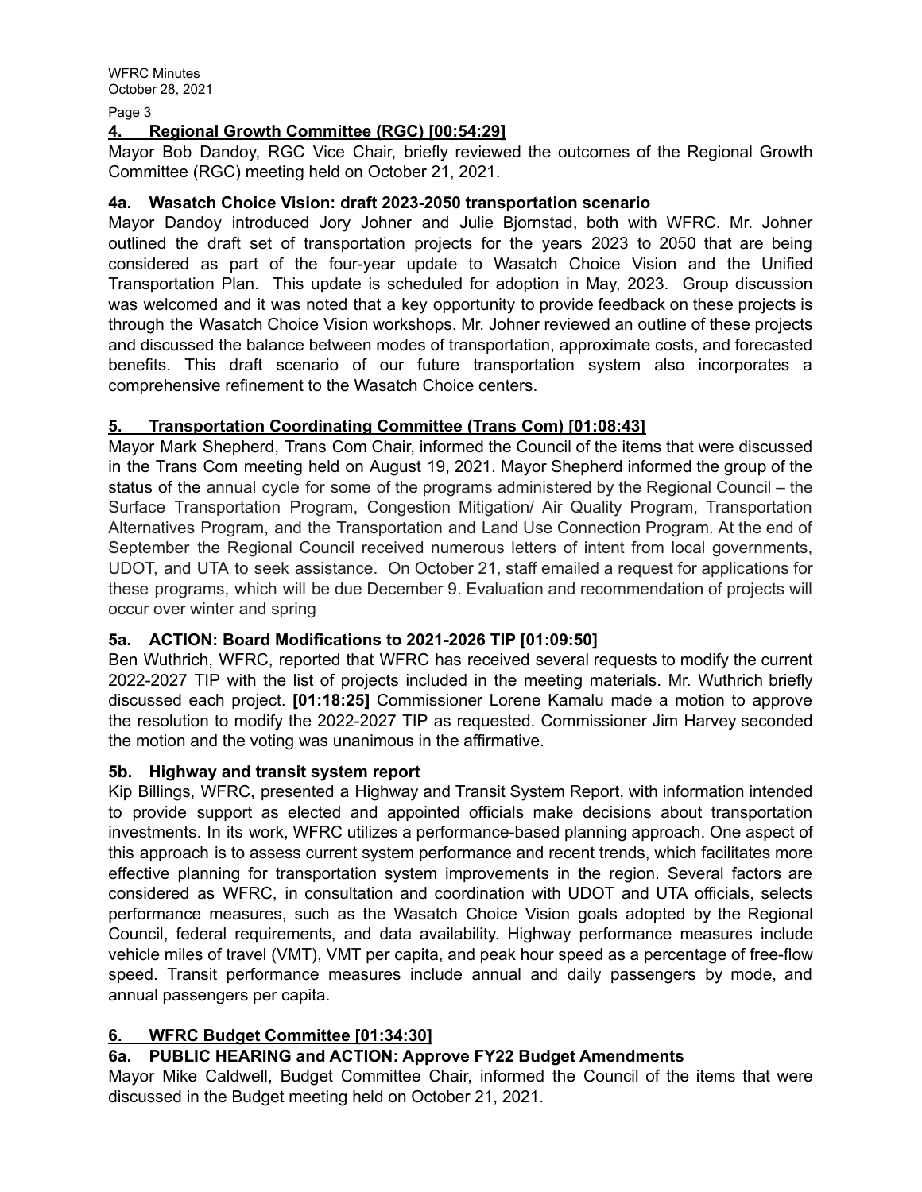## 4. Regional Growth Committee (RGC) [00:54:29]

Mayor Bob Dandoy, RGC Vice Chair, briefly reviewed the outcomes of the Regional Growth Committee (RGC) meeting held on October 21, 2021.

### 4a. Wasatch Choice Vision: draft 2023-2050 transportation scenario

Mayor Dandoy introduced Jory Johner and Julie Bjornstad, both with WFRC. Mr. Johner outlined the draft set of transportation projects for the years 2023 to 2050 that are being considered as part of the four-year update to Wasatch Choice Vision and the Unified Transportation Plan. This update is scheduled for adoption in May, 2023. Group discussion was welcomed and it was noted that a key opportunity to provide feedback on these projects is through the Wasatch Choice Vision workshops. Mr. Johner reviewed an outline of these projects and discussed the balance between modes of transportation, approximate costs, and forecasted benefits. This draft scenario of our future transportation system also incorporates a comprehensive refinement to the Wasatch Choice centers.

## 5. Transportation Coordinating Committee (Trans Com) [01:08:43]

Mayor Mark Shepherd, Trans Com Chair, informed the Council of the items that were discussed in the Trans Com meeting held on August 19, 2021. Mayor Shepherd informed the group of the status of the annual cycle for some of the programs administered by the Regional Council – the Surface Transportation Program, Congestion Mitigation/ Air Quality Program, Transportation Alternatives Program, and the Transportation and Land Use Connection Program. At the end of September the Regional Council received numerous letters of intent from local governments, UDOT, and UTA to seek assistance. On October 21, staff emailed a request for applications for these programs, which will be due December 9. Evaluation and recommendation of projects will occur over winter and spring

### 5a. ACTION: Board Modifications to 2021-2026 TIP [01:09:50]

Ben Wuthrich, WFRC, reported that WFRC has received several requests to modify the current 2022-2027 TIP with the list of projects included in the meeting materials. Mr. Wuthrich briefly discussed each project. **[01:18:25]** Commissioner Lorene Kamalu made a motion to approve the resolution to modify the 2022-2027 TIP as requested. Commissioner Jim Harvey seconded the motion and the voting was unanimous in the affirmative.

### 5b. Highway and transit system report

Kip Billings, WFRC, presented a Highway and Transit System Report, with information intended to provide support as elected and appointed officials make decisions about transportation investments. In its work, WFRC utilizes a performance-based planning approach. One aspect of this approach is to assess current system performance and recent trends, which facilitates more effective planning for transportation system improvements in the region. Several factors are considered as WFRC, in consultation and coordination with UDOT and UTA officials, selects performance measures, such as the Wasatch Choice Vision goals adopted by the Regional Council, federal requirements, and data availability. Highway performance measures include vehicle miles of travel (VMT), VMT per capita, and peak hour speed as a percentage of free-flow speed. Transit performance measures include annual and daily passengers by mode, and annual passengers per capita.

## 6. WFRC Budget Committee [01:34:30]

### 6a. PUBLIC HEARING and ACTION: Approve FY22 Budget Amendments

Mayor Mike Caldwell, Budget Committee Chair, informed the Council of the items that were discussed in the Budget meeting held on October 21, 2021.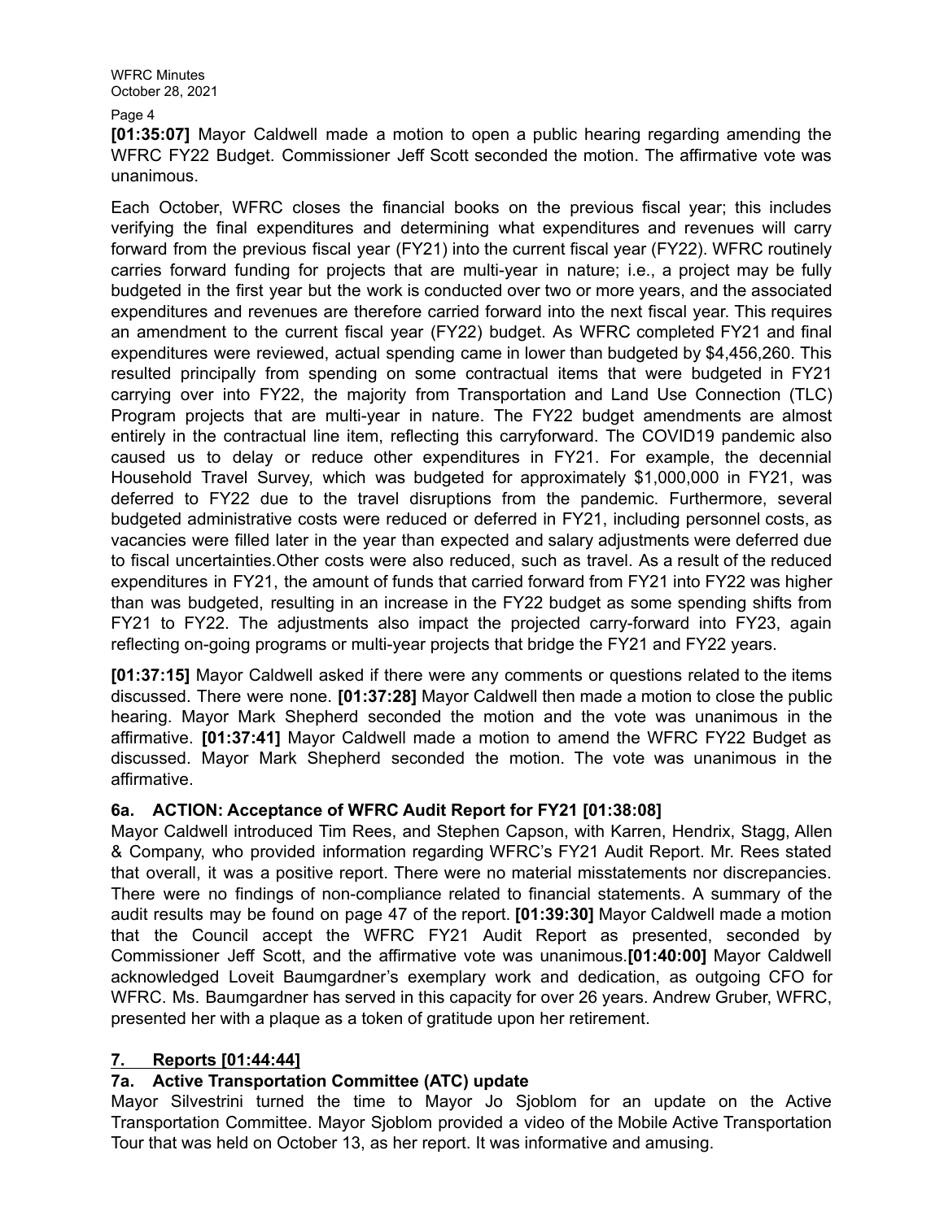**[01:35:07]** Mayor Caldwell made a motion to open a public hearing regarding amending the WFRC FY22 Budget. Commissioner Jeff Scott seconded the motion. The affirmative vote was unanimous.

Each October, WFRC closes the financial books on the previous fiscal year; this includes verifying the final expenditures and determining what expenditures and revenues will carry forward from the previous fiscal year (FY21) into the current fiscal year (FY22). WFRC routinely carries forward funding for projects that are multi-year in nature; i.e., a project may be fully budgeted in the first year but the work is conducted over two or more years, and the associated expenditures and revenues are therefore carried forward into the next fiscal year. This requires an amendment to the current fiscal year (FY22) budget. As WFRC completed FY21 and final expenditures were reviewed, actual spending came in lower than budgeted by $4,456,260. This resulted principally from spending on some contractual items that were budgeted in FY21 carrying over into FY22, the majority from Transportation and Land Use Connection (TLC) Program projects that are multi-year in nature. The FY22 budget amendments are almost entirely in the contractual line item, reflecting this carryforward. The COVID19 pandemic also caused us to delay or reduce other expenditures in FY21. For example, the decennial Household Travel Survey, which was budgeted for approximately $1,000,000 in FY21, was deferred to FY22 due to the travel disruptions from the pandemic. Furthermore, several budgeted administrative costs were reduced or deferred in FY21, including personnel costs, as vacancies were filled later in the year than expected and salary adjustments were deferred due to fiscal uncertainties.Other costs were also reduced, such as travel. As a result of the reduced expenditures in FY21, the amount of funds that carried forward from FY21 into FY22 was higher than was budgeted, resulting in an increase in the FY22 budget as some spending shifts from FY21 to FY22. The adjustments also impact the projected carry-forward into FY23, again reflecting on-going programs or multi-year projects that bridge the FY21 and FY22 years.

**[01:37:15]** Mayor Caldwell asked if there were any comments or questions related to the items discussed. There were none. **[01:37:28]** Mayor Caldwell then made a motion to close the public hearing. Mayor Mark Shepherd seconded the motion and the vote was unanimous in the affirmative. **[01:37:41]** Mayor Caldwell made a motion to amend the WFRC FY22 Budget as discussed. Mayor Mark Shepherd seconded the motion. The vote was unanimous in the affirmative.

### 6a. ACTION: Acceptance of WFRC Audit Report for FY21 [01:38:08]

Mayor Caldwell introduced Tim Rees, and Stephen Capson, with Karren, Hendrix, Stagg, Allen & Company, who provided information regarding WFRC's FY21 Audit Report. Mr. Rees stated that overall, it was a positive report. There were no material misstatements nor discrepancies. There were no findings of non-compliance related to financial statements. A summary of the audit results may be found on page 47 of the report. **[01:39:30]** Mayor Caldwell made a motion that the Council accept the WFRC FY21 Audit Report as presented, seconded by Commissioner Jeff Scott, and the affirmative vote was unanimous.**[01:40:00]** Mayor Caldwell acknowledged Loveit Baumgardner's exemplary work and dedication, as outgoing CFO for WFRC. Ms. Baumgardner has served in this capacity for over 26 years. Andrew Gruber, WFRC, presented her with a plaque as a token of gratitude upon her retirement.

## 7. Reports [01:44:44]

### 7a. Active Transportation Committee (ATC) update

Mayor Silvestrini turned the time to Mayor Jo Sjoblom for an update on the Active Transportation Committee. Mayor Sjoblom provided a video of the Mobile Active Transportation Tour that was held on October 13, as her report. It was informative and amusing.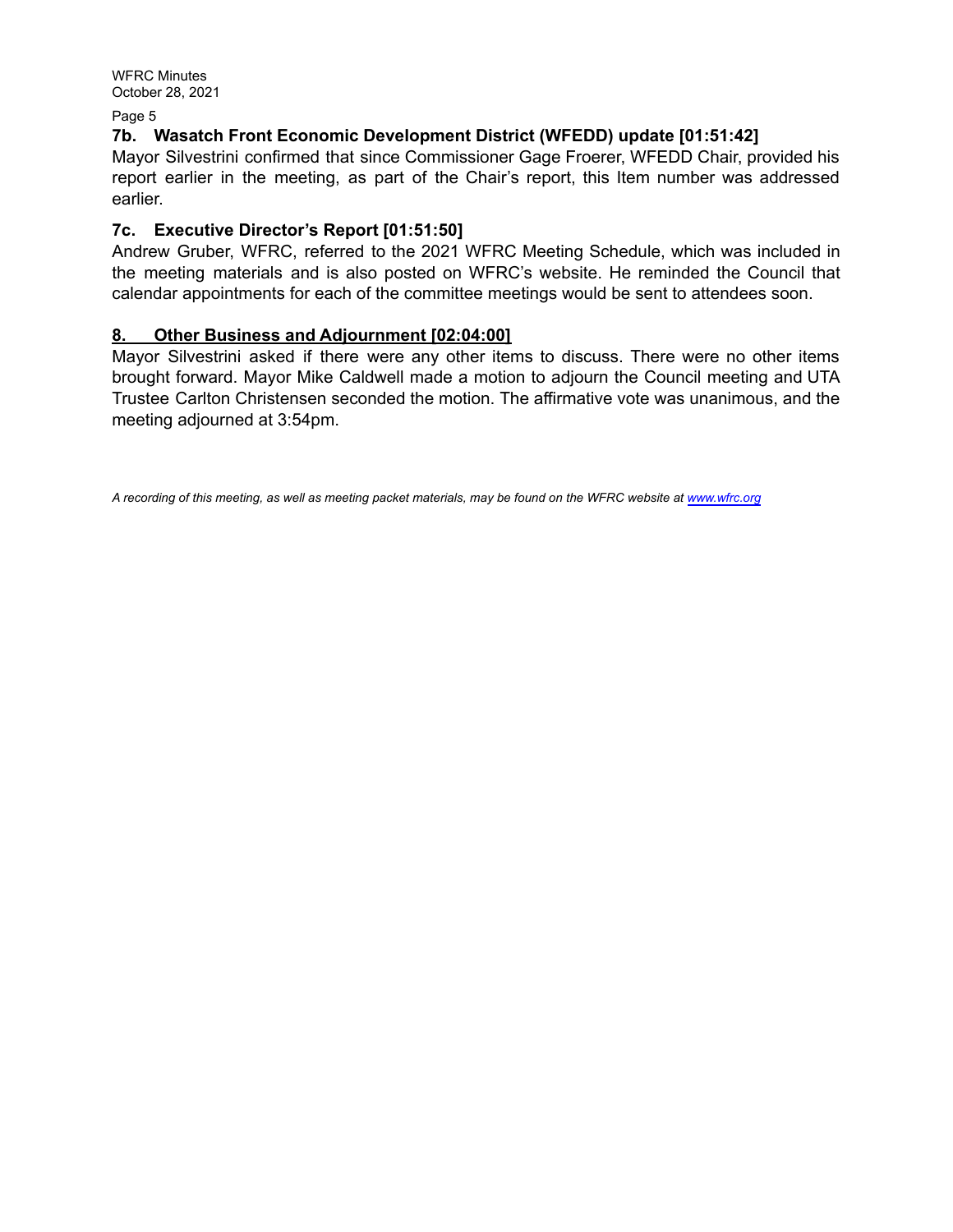### 7b. Wasatch Front Economic Development District (WFEDD) update [01:51:42]

Mayor Silvestrini confirmed that since Commissioner Gage Froerer, WFEDD Chair, provided his report earlier in the meeting, as part of the Chair's report, this Item number was addressed earlier.

### 7c. Executive Director's Report [01:51:50]

Andrew Gruber, WFRC, referred to the 2021 WFRC Meeting Schedule, which was included in the meeting materials and is also posted on WFRC's website. He reminded the Council that calendar appointments for each of the committee meetings would be sent to attendees soon.

### 8. Other Business and Adjournment [02:04:00]

Mayor Silvestrini asked if there were any other items to discuss. There were no other items brought forward. Mayor Mike Caldwell made a motion to adjourn the Council meeting and UTA Trustee Carlton Christensen seconded the motion. The affirmative vote was unanimous, and the meeting adjourned at 3:54pm.

*A recording of this meeting, as well as meeting packet materials, may be found on the WFRC website at www.wfrc.org*